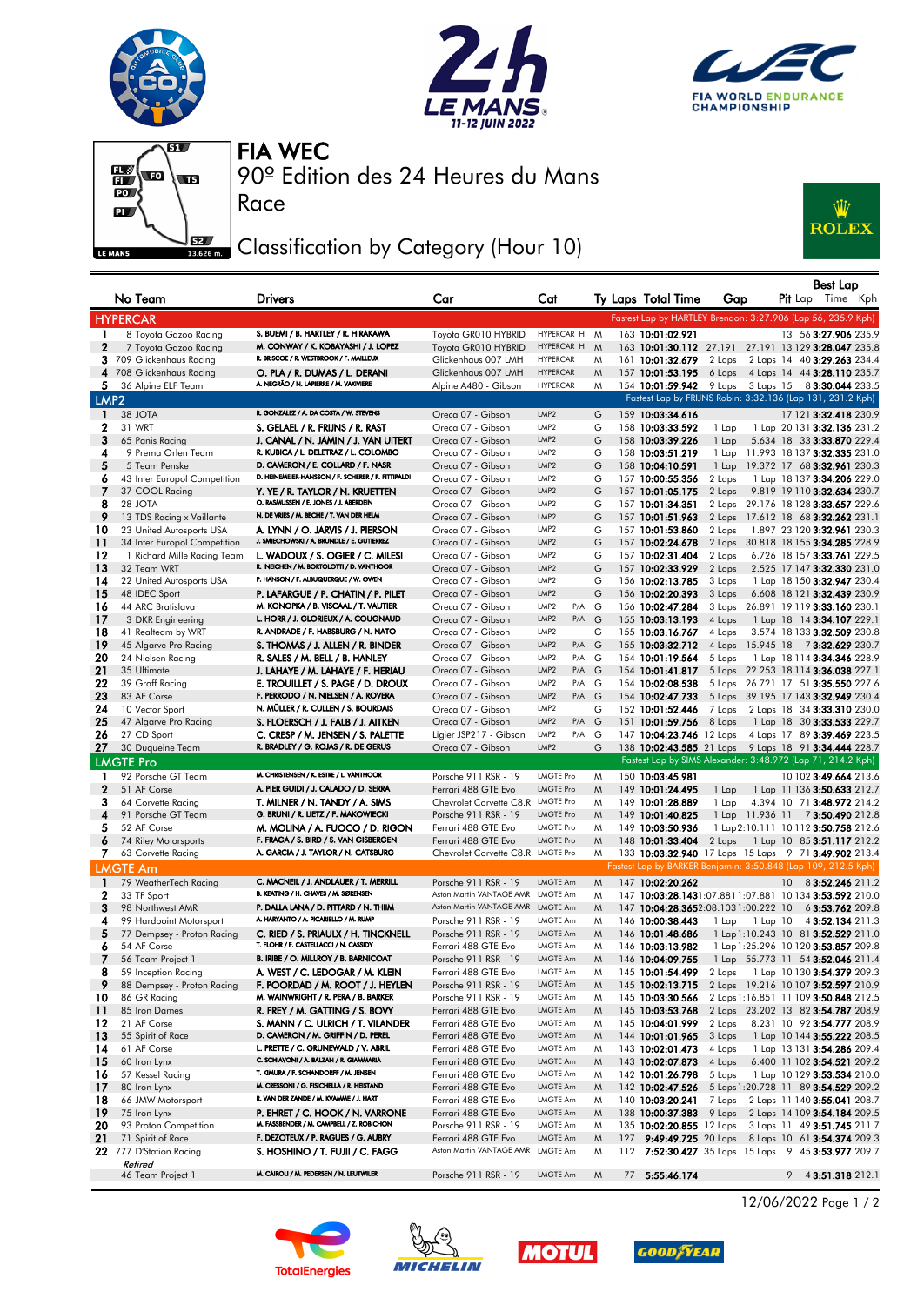# FIA WEC

## 90º Edition des 24 Heures du Mans

## Race

## Classification by Category (Hour 10)

| No | Team | Drivers | Car | Cat | | Ty | Laps | Total Time | Gap | | Pit | Best Lap Lap | Best Lap Time | Kph |
|---|---|---|---|---|---|---|---|---|---|---|---|---|---|---|
| **HYPERCAR** | | | | | | | | Fastest Lap by HARTLEY Brendon: 3:27.906 (Lap 56, 235.9 Kph) | | | | | | |
| 1 | 8 Toyota Gazoo Racing | S. BUEMI / B. HARTLEY / R. HIRAKAWA | Toyota GR010 HYBRID | HYPERCAR H | | M | 163 | 10:01:02.921 | | | 13 | 56 | 3:27.906 | 235.9 |
| 2 | 7 Toyota Gazoo Racing | M. CONWAY / K. KOBAYASHI / J. LOPEZ | Toyota GR010 HYBRID | HYPERCAR H | | M | 163 | 10:01:30.112 | 27.191 | 27.191 | 13 | 129 | 3:28.047 | 235.8 |
| 3 | 709 Glickenhaus Racing | R. BRISCOE / R. WESTBROOK / F. MAILLEUX | Glickenhaus 007 LMH | HYPERCAR | | M | 161 | 10:01:32.679 | 2 Laps | 2 Laps | 14 | 40 | 3:29.263 | 234.4 |
| 4 | 708 Glickenhaus Racing | O. PLA / R. DUMAS / L. DERANI | Glickenhaus 007 LMH | HYPERCAR | | M | 157 | 10:01:53.195 | 6 Laps | 4 Laps | 14 | 44 | 3:28.110 | 235.7 |
| 5 | 36 Alpine ELF Team | A. NEGRÃO / N. LAPIERRE / M. VAXIVIERE | Alpine A480 - Gibson | HYPERCAR | | M | 154 | 10:01:59.942 | 9 Laps | 3 Laps | 15 | 8 | 3:30.044 | 233.5 |
| **LMP2** | | | | | | | | Fastest Lap by FRIJNS Robin: 3:32.136 (Lap 131, 231.2 Kph) | | | | | | |
| 1 | 38 JOTA | R. GONZALEZ / A. DA COSTA / W. STEVENS | Oreca 07 - Gibson | LMP2 | | G | 159 | 10:03:34.616 | | | 17 | 121 | 3:32.418 | 230.9 |
| 2 | 31 WRT | S. GELAEL / R. FRIJNS / R. RAST | Oreca 07 - Gibson | LMP2 | | G | 158 | 10:03:33.592 | 1 Lap | 1 Lap | 20 | 131 | 3:32.136 | 231.2 |
| 3 | 65 Panis Racing | J. CANAL / N. JAMIN / J. VAN UITERT | Oreca 07 - Gibson | LMP2 | | G | 158 | 10:03:39.226 | 1 Lap | 5.634 | 18 | 33 | 3:33.870 | 229.4 |
| 4 | 9 Prema Orlen Team | R. KUBICA / L. DELETRAZ / L. COLOMBO | Oreca 07 - Gibson | LMP2 | | G | 158 | 10:03:51.219 | 1 Lap | 11.993 | 18 | 137 | 3:32.335 | 231.0 |
| 5 | 5 Team Penske | D. CAMERON / E. COLLARD / F. NASR | Oreca 07 - Gibson | LMP2 | | G | 158 | 10:04:10.591 | 1 Lap | 19.372 | 17 | 68 | 3:32.961 | 230.3 |
| 6 | 43 Inter Europol Competition | D. HEINEMEIER-HANSSON / F. SCHERER / P. FITTIPALDI | Oreca 07 - Gibson | LMP2 | | G | 157 | 10:00:55.356 | 2 Laps | 1 Lap | 18 | 137 | 3:34.206 | 229.0 |
| 7 | 37 COOL Racing | Y. YE / R. TAYLOR / N. KRUETTEN | Oreca 07 - Gibson | LMP2 | | G | 157 | 10:01:05.175 | 2 Laps | 9.819 | 19 | 110 | 3:32.634 | 230.7 |
| 8 | 28 JOTA | O. RASMUSSEN / E. JONES / J. ABERDEIN | Oreca 07 - Gibson | LMP2 | | G | 157 | 10:01:34.351 | 2 Laps | 29.176 | 18 | 128 | 3:33.657 | 229.6 |
| 9 | 13 TDS Racing x Vaillante | N. DE VRIES / M. BECHE / T. VAN DER HELM | Oreca 07 - Gibson | LMP2 | | G | 157 | 10:01:51.963 | 2 Laps | 17.612 | 18 | 68 | 3:32.262 | 231.1 |
| 10 | 23 United Autosports USA | A. LYNN / O. JARVIS / J. PIERSON | Oreca 07 - Gibson | LMP2 | | G | 157 | 10:01:53.860 | 2 Laps | 1.897 | 23 | 120 | 3:32.961 | 230.3 |
| 11 | 34 Inter Europol Competition | J. SMIECHOWSKI / A. BRUNDLE / E. GUTIERREZ | Oreca 07 - Gibson | LMP2 | | G | 157 | 10:02:24.678 | 2 Laps | 30.818 | 18 | 155 | 3:34.285 | 228.9 |
| 12 | 1 Richard Mille Racing Team | L. WADOUX / S. OGIER / C. MILESI | Oreca 07 - Gibson | LMP2 | | G | 157 | 10:02:31.404 | 2 Laps | 6.726 | 18 | 157 | 3:33.761 | 229.5 |
| 13 | 32 Team WRT | R. INEICHEN / M. BORTOLOTTI / D. VANTHOOR | Oreca 07 - Gibson | LMP2 | | G | 157 | 10:02:33.929 | 2 Laps | 2.525 | 17 | 147 | 3:32.330 | 231.0 |
| 14 | 22 United Autosports USA | P. HANSON / F. ALBUQUERQUE / W. OWEN | Oreca 07 - Gibson | LMP2 | | G | 156 | 10:02:13.785 | 3 Laps | 1 Lap | 18 | 150 | 3:32.947 | 230.4 |
| 15 | 48 IDEC Sport | P. LAFARGUE / P. CHATIN / P. PILET | Oreca 07 - Gibson | LMP2 | | G | 156 | 10:02:20.393 | 3 Laps | 6.608 | 18 | 121 | 3:32.439 | 230.9 |
| 16 | 44 ARC Bratislava | M. KONOPKA / B. VISCAAL / T. VAUTIER | Oreca 07 - Gibson | LMP2 | P/A | G | 156 | 10:02:47.284 | 3 Laps | 26.891 | 19 | 119 | 3:33.160 | 230.1 |
| 17 | 3 DKR Engineering | L. HORR / J. GLORIEUX / A. COUGNAUD | Oreca 07 - Gibson | LMP2 | P/A | G | 155 | 10:03:13.193 | 4 Laps | 1 Lap | 18 | 14 | 3:34.107 | 229.1 |
| 18 | 41 Realteam by WRT | R. ANDRADE / F. HABSBURG / N. NATO | Oreca 07 - Gibson | LMP2 | | G | 155 | 10:03:16.767 | 4 Laps | 3.574 | 18 | 133 | 3:32.509 | 230.8 |
| 19 | 45 Algarve Pro Racing | S. THOMAS / J. ALLEN / R. BINDER | Oreca 07 - Gibson | LMP2 | P/A | G | 155 | 10:03:32.712 | 4 Laps | 15.945 | 18 | 7 | 3:32.629 | 230.7 |
| 20 | 24 Nielsen Racing | R. SALES / M. BELL / B. HANLEY | Oreca 07 - Gibson | LMP2 | P/A | G | 154 | 10:01:19.564 | 5 Laps | 1 Lap | 18 | 114 | 3:34.346 | 228.9 |
| 21 | 35 Ultimate | J. LAHAYE / M. LAHAYE / F. HERIAU | Oreca 07 - Gibson | LMP2 | P/A | G | 154 | 10:01:41.817 | 5 Laps | 22.253 | 18 | 114 | 3:36.038 | 227.1 |
| 22 | 39 Graff Racing | E. TROUILLET / S. PAGE / D. DROUX | Oreca 07 - Gibson | LMP2 | P/A | G | 154 | 10:02:08.538 | 5 Laps | 26.721 | 17 | 51 | 3:35.550 | 227.6 |
| 23 | 83 AF Corse | F. PERRODO / N. NIELSEN / A. ROVERA | Oreca 07 - Gibson | LMP2 | P/A | G | 154 | 10:02:47.733 | 5 Laps | 39.195 | 17 | 143 | 3:32.949 | 230.4 |
| 24 | 10 Vector Sport | N. MÜLLER / R. CULLEN / S. BOURDAIS | Oreca 07 - Gibson | LMP2 | | G | 152 | 10:01:52.446 | 7 Laps | 2 Laps | 18 | 34 | 3:33.310 | 230.0 |
| 25 | 47 Algarve Pro Racing | S. FLOERSCH / J. FALB / J. AITKEN | Oreca 07 - Gibson | LMP2 | P/A | G | 151 | 10:01:59.756 | 8 Laps | 1 Lap | 18 | 30 | 3:33.533 | 229.7 |
| 26 | 27 CD Sport | C. CRESP / M. JENSEN / S. PALETTE | Ligier JSP217 - Gibson | LMP2 | P/A | G | 147 | 10:04:23.746 | 12 Laps | 4 Laps | 17 | 89 | 3:39.469 | 223.5 |
| 27 | 30 Duqueine Team | R. BRADLEY / G. ROJAS / R. DE GERUS | Oreca 07 - Gibson | LMP2 | | G | 138 | 10:02:43.585 | 21 Laps | 9 Laps | 18 | 91 | 3:34.444 | 228.7 |
| **LMGTE Pro** | | | | | | | | Fastest Lap by SIMS Alexander: 3:48.972 (Lap 71, 214.2 Kph) | | | | | | |
| 1 | 92 Porsche GT Team | M. CHRISTENSEN / K. ESTRE / L. VANTHOOR | Porsche 911 RSR - 19 | LMGTE Pro | | M | 150 | 10:03:45.981 | | | 10 | 102 | 3:49.664 | 213.6 |
| 2 | 51 AF Corse | A. PIER GUIDI / J. CALADO / D. SERRA | Ferrari 488 GTE Evo | LMGTE Pro | | M | 149 | 10:01:24.495 | 1 Lap | 1 Lap | 11 | 136 | 3:50.633 | 212.7 |
| 3 | 64 Corvette Racing | T. MILNER / N. TANDY / A. SIMS | Chevrolet Corvette C8.R | LMGTE Pro | | M | 149 | 10:01:28.889 | 1 Lap | 4.394 | 10 | 71 | 3:48.972 | 214.2 |
| 4 | 91 Porsche GT Team | G. BRUNI / R. LIETZ / F. MAKOWIECKI | Porsche 911 RSR - 19 | LMGTE Pro | | M | 149 | 10:01:40.825 | 1 Lap | 11.936 | 11 | 7 | 3:50.490 | 212.8 |
| 5 | 52 AF Corse | M. MOLINA / A. FUOCO / D. RIGON | Ferrari 488 GTE Evo | LMGTE Pro | | M | 149 | 10:03:50.936 | 1 Lap | 2:10.111 | 10 | 112 | 3:50.758 | 212.6 |
| 6 | 74 Riley Motorsports | F. FRAGA / S. BIRD / S. VAN GISBERGEN | Ferrari 488 GTE Evo | LMGTE Pro | | M | 148 | 10:01:33.404 | 2 Laps | 1 Lap | 10 | 85 | 3:51.117 | 212.2 |
| 7 | 63 Corvette Racing | A. GARCIA / J. TAYLOR / N. CATSBURG | Chevrolet Corvette C8.R | LMGTE Pro | | M | 133 | 10:03:32.940 | 17 Laps | 15 Laps | 9 | 71 | 3:49.902 | 213.4 |
| **LMGTE Am** | | | | | | | | Fastest Lap by BARKER Benjamin: 3:50.848 (Lap 109, 212.5 Kph) | | | | | | |
| 1 | 79 WeatherTech Racing | C. MACNEIL / J. ANDLAUER / T. MERRILL | Porsche 911 RSR - 19 | LMGTE Am | | M | 147 | 10:02:20.262 | | | 10 | 8 | 3:52.246 | 211.2 |
| 2 | 33 TF Sport | B. KEATING / H. CHAVES / M. SØRENSEN | Aston Martin VANTAGE AMR | LMGTE Am | | M | 147 | 10:03:28.143 | 1:07.881 | 1:07.881 | 10 | 134 | 3:53.592 | 210.0 |
| 3 | 98 Northwest AMR | P. DALLA LANA / D. PITTARD / N. THIIM | Aston Martin VANTAGE AMR | LMGTE Am | | M | 147 | 10:04:28.365 | 2:08.103 | 1:00.222 | 10 | 6 | 3:53.762 | 209.8 |
| 4 | 99 Hardpoint Motorsport | A. HARYANTO / A. PICARIELLO / M. RUMP | Porsche 911 RSR - 19 | LMGTE Am | | M | 146 | 10:00:38.443 | 1 Lap | 1 Lap | 10 | 4 | 3:52.134 | 211.3 |
| 5 | 77 Dempsey - Proton Racing | C. RIED / S. PRIAULX / H. TINCKNELL | Porsche 911 RSR - 19 | LMGTE Am | | M | 146 | 10:01:48.686 | 1 Lap | 1:10.243 | 10 | 81 | 3:52.529 | 211.0 |
| 6 | 54 AF Corse | T. FLOHR / F. CASTELLACCI / N. CASSIDY | Ferrari 488 GTE Evo | LMGTE Am | | M | 146 | 10:03:13.982 | 1 Lap | 1:25.296 | 10 | 120 | 3:53.857 | 209.8 |
| 7 | 56 Team Project 1 | B. IRIBE / O. MILLROY / B. BARNICOAT | Porsche 911 RSR - 19 | LMGTE Am | | M | 146 | 10:04:09.755 | 1 Lap | 55.773 | 11 | 54 | 3:52.046 | 211.4 |
| 8 | 59 Inception Racing | A. WEST / C. LEDOGAR / M. KLEIN | Ferrari 488 GTE Evo | LMGTE Am | | M | 145 | 10:01:54.499 | 2 Laps | 1 Lap | 10 | 130 | 3:54.379 | 209.3 |
| 9 | 88 Dempsey - Proton Racing | F. POORDAD / M. ROOT / J. HEYLEN | Porsche 911 RSR - 19 | LMGTE Am | | M | 145 | 10:02:13.715 | 2 Laps | 19.216 | 10 | 87 | 3:52.597 | 210.9 |
| 10 | 86 GR Racing | M. WAINWRIGHT / R. PERA / B. BARKER | Porsche 911 RSR - 19 | LMGTE Am | | M | 145 | 10:03:30.566 | 2 Laps | 1:16.851 | 11 | 109 | 3:50.848 | 212.5 |
| 11 | 85 Iron Dames | R. FREY / M. GATTING / S. BOVY | Ferrari 488 GTE Evo | LMGTE Am | | M | 145 | 10:03:53.768 | 2 Laps | 23.202 | 13 | 82 | 3:54.787 | 208.9 |
| 12 | 21 AF Corse | S. MANN / C. ULRICH / T. VILANDER | Ferrari 488 GTE Evo | LMGTE Am | | M | 145 | 10:04:01.999 | 2 Laps | 8.231 | 10 | 92 | 3:54.777 | 208.9 |
| 13 | 55 Spirit of Race | D. CAMERON / M. GRIFFIN / D. PEREL | Ferrari 488 GTE Evo | LMGTE Am | | M | 144 | 10:01:01.965 | 3 Laps | 1 Lap | 10 | 144 | 3:55.222 | 208.5 |
| 14 | 61 AF Corse | L. PRETTE / C. GRUNEWALD / V. ABRIL | Ferrari 488 GTE Evo | LMGTE Am | | M | 143 | 10:02:01.473 | 4 Laps | 1 Lap | 13 | 131 | 3:54.286 | 209.4 |
| 15 | 60 Iron Lynx | C. SCHIAVONI / A. BALZAN / R. GIAMMARIA | Ferrari 488 GTE Evo | LMGTE Am | | M | 143 | 10:02:07.873 | 4 Laps | 6.400 | 11 | 102 | 3:54.521 | 209.2 |
| 16 | 57 Kessel Racing | T. KIMURA / F. SCHANDORFF / M. JENSEN | Ferrari 488 GTE Evo | LMGTE Am | | M | 142 | 10:01:26.798 | 5 Laps | 1 Lap | 10 | 129 | 3:53.534 | 210.0 |
| 17 | 80 Iron Lynx | M. CRESSONI / G. FISICHELLA / R. HEISTAND | Ferrari 488 GTE Evo | LMGTE Am | | M | 142 | 10:02:47.526 | 5 Laps | 1:20.728 | 11 | 89 | 3:54.529 | 209.2 |
| 18 | 66 JMW Motorsport | R. VAN DER ZANDE / M. KVAMME / J. HART | Ferrari 488 GTE Evo | LMGTE Am | | M | 140 | 10:03:20.241 | 7 Laps | 2 Laps | 11 | 140 | 3:55.041 | 208.7 |
| 19 | 75 Iron Lynx | P. EHRET / C. HOOK / N. VARRONE | Ferrari 488 GTE Evo | LMGTE Am | | M | 138 | 10:00:37.383 | 9 Laps | 2 Laps | 14 | 109 | 3:54.184 | 209.5 |
| 20 | 93 Proton Competition | M. FASSBENDER / M. CAMPBELL / Z. ROBICHON | Porsche 911 RSR - 19 | LMGTE Am | | M | 135 | 10:02:20.855 | 12 Laps | 3 Laps | 11 | 49 | 3:51.745 | 211.7 |
| 21 | 71 Spirit of Race | F. DEZOTEUX / P. RAGUES / G. AUBRY | Ferrari 488 GTE Evo | LMGTE Am | | M | 127 | 9:49:49.725 | 20 Laps | 8 Laps | 10 | 61 | 3:54.374 | 209.3 |
| 22 | 777 D'Station Racing | S. HOSHINO / T. FUJII / C. FAGG | Aston Martin VANTAGE AMR | LMGTE Am | | M | 112 | 7:52:30.427 | 35 Laps | 15 Laps | 9 | 45 | 3:53.977 | 209.7 |
| *Retired* | | | | | | | | | | | | | | |
| | 46 Team Project 1 | M. CAIROLI / M. PEDERSEN / N. LEUTWILER | Porsche 911 RSR - 19 | LMGTE Am | | M | 77 | 5:55:46.174 | | | 9 | 4 | 3:51.318 | 212.1 |

12/06/2022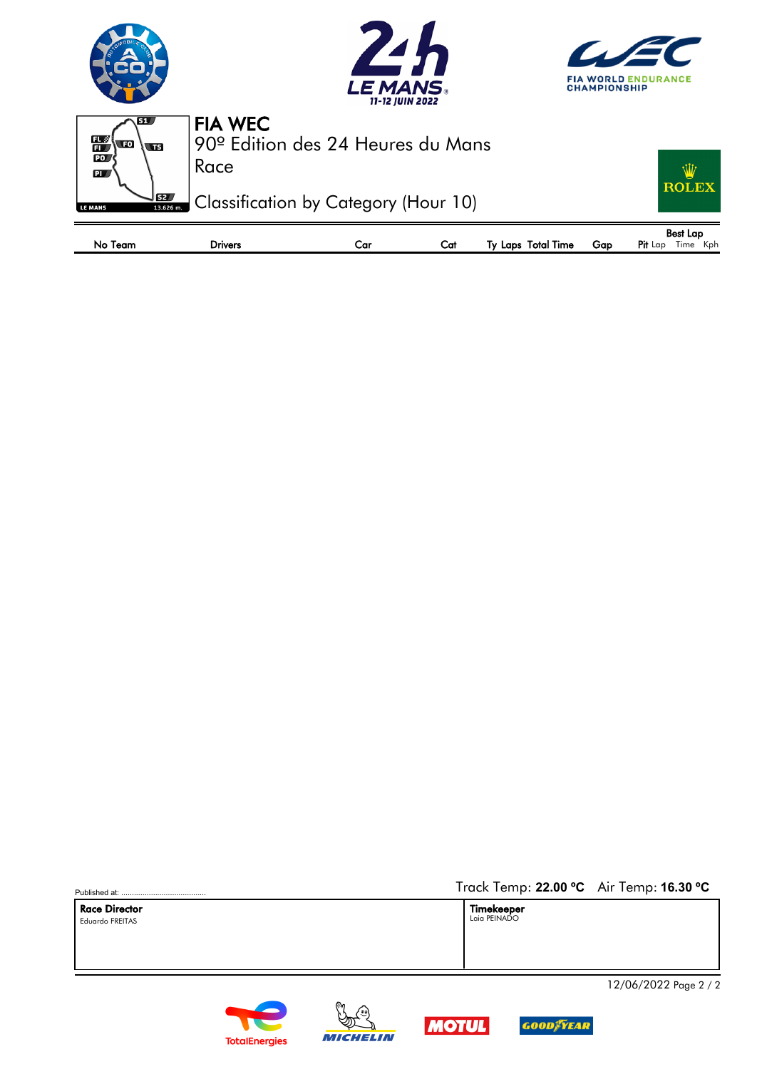# FIA WEC

90º Edition des 24 Heures du Mans

Race

Classification by Category (Hour 10)

| No | Team | Drivers | Car | Cat | Ty | Laps | Total Time | Gap | Pit | Best Lap Lap | Best Lap Time | Best Lap Kph |
|---|---|---|---|---|---|---|---|---|---|---|---|---|

Published at: ........................................

Track Temp: **22.00 ºC** Air Temp: **16.30 ºC**

| Race Director | Timekeeper |
|---|---|
| Eduardo FREITAS | Laia PEINADO |

12/06/2022